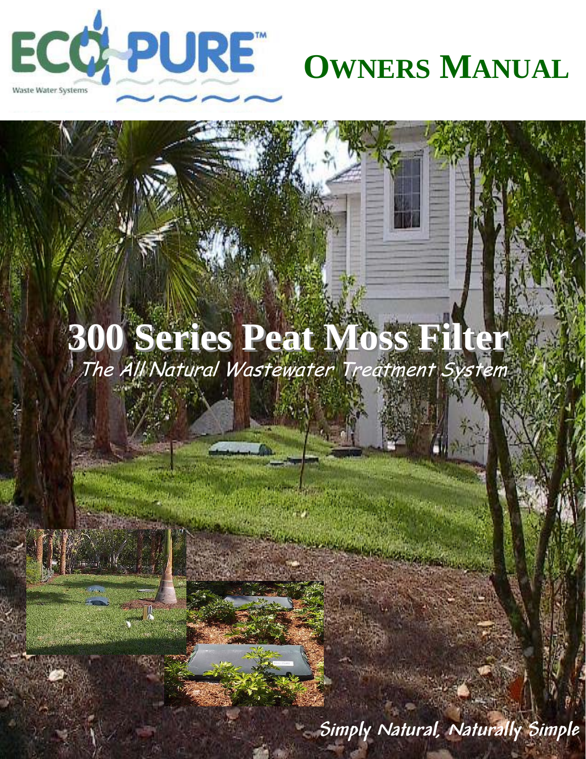ECO-PURE™

Waste Water Systems

# OWNERS MANUAL

# 300 Series Peat Moss Filter

*The All Natural Wastewater Treatment System*

*Simply Natural, Naturally Simple*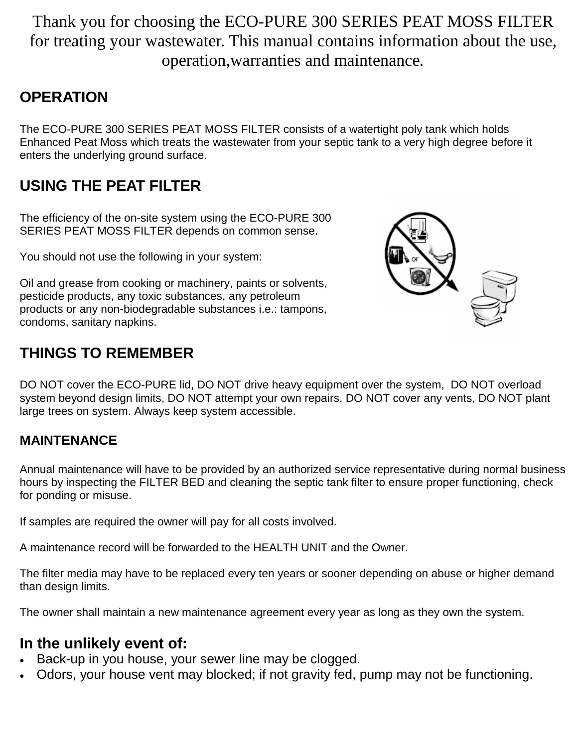Thank you for choosing the ECO-PURE 300 SERIES PEAT MOSS FILTER for treating your wastewater. This manual contains information about the use, operation,warranties and maintenance.

## OPERATION

The ECO-PURE 300 SERIES PEAT MOSS FILTER consists of a watertight poly tank which holds Enhanced Peat Moss which treats the wastewater from your septic tank to a very high degree before it enters the underlying ground surface.

## USING THE PEAT FILTER

The efficiency of the on-site system using the ECO-PURE 300 SERIES PEAT MOSS FILTER depends on common sense.

You should not use the following in your system:

Oil and grease from cooking or machinery, paints or solvents, pesticide products, any toxic substances, any petroleum products or any non-biodegradable substances i.e.: tampons, condoms, sanitary napkins.

## THINGS TO REMEMBER

DO NOT cover the ECO-PURE lid, DO NOT drive heavy equipment over the system, DO NOT overload system beyond design limits, DO NOT attempt your own repairs, DO NOT cover any vents, DO NOT plant large trees on system. Always keep system accessible.

### MAINTENANCE

Annual maintenance will have to be provided by an authorized service representative during normal business hours by inspecting the FILTER BED and cleaning the septic tank filter to ensure proper functioning, check for ponding or misuse.

If samples are required the owner will pay for all costs involved.

A maintenance record will be forwarded to the HEALTH UNIT and the Owner.

The filter media may have to be replaced every ten years or sooner depending on abuse or higher demand than design limits.

The owner shall maintain a new maintenance agreement every year as long as they own the system.

## In the unlikely event of:

- Back-up in you house, your sewer line may be clogged.
- Odors, your house vent may blocked; if not gravity fed, pump may not be functioning.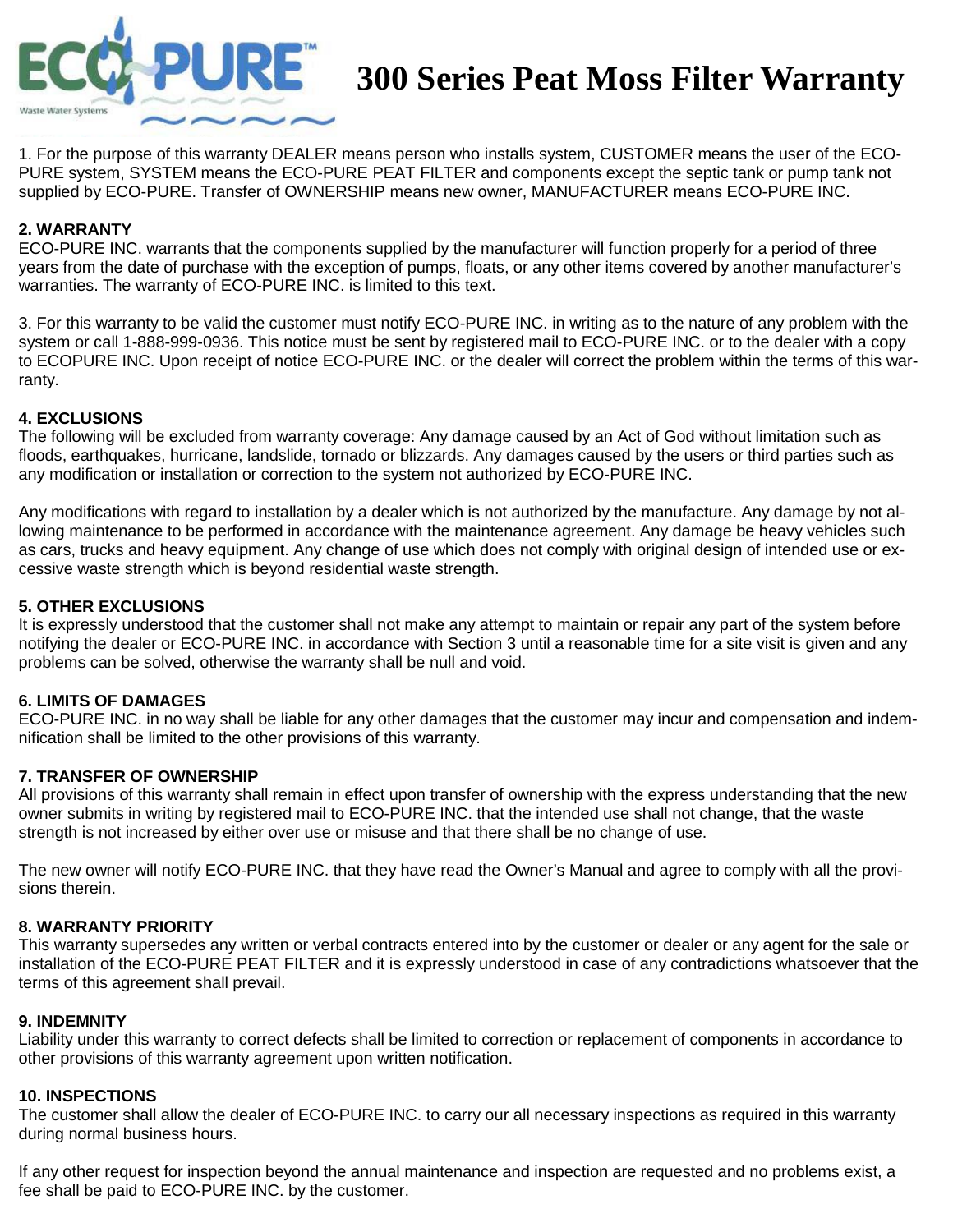# 300 Series Peat Moss Filter Warranty

1. For the purpose of this warranty DEALER means person who installs system, CUSTOMER means the user of the ECO-PURE system, SYSTEM means the ECO-PURE PEAT FILTER and components except the septic tank or pump tank not supplied by ECO-PURE. Transfer of OWNERSHIP means new owner, MANUFACTURER means ECO-PURE INC.

**2. WARRANTY**

ECO-PURE INC. warrants that the components supplied by the manufacturer will function properly for a period of three years from the date of purchase with the exception of pumps, floats, or any other items covered by another manufacturer's warranties. The warranty of ECO-PURE INC. is limited to this text.

3. For this warranty to be valid the customer must notify ECO-PURE INC. in writing as to the nature of any problem with the system or call 1-888-999-0936. This notice must be sent by registered mail to ECO-PURE INC. or to the dealer with a copy to ECOPURE INC. Upon receipt of notice ECO-PURE INC. or the dealer will correct the problem within the terms of this warranty.

**4. EXCLUSIONS**

The following will be excluded from warranty coverage: Any damage caused by an Act of God without limitation such as floods, earthquakes, hurricane, landslide, tornado or blizzards. Any damages caused by the users or third parties such as any modification or installation or correction to the system not authorized by ECO-PURE INC.

Any modifications with regard to installation by a dealer which is not authorized by the manufacture. Any damage by not allowing maintenance to be performed in accordance with the maintenance agreement. Any damage be heavy vehicles such as cars, trucks and heavy equipment. Any change of use which does not comply with original design of intended use or excessive waste strength which is beyond residential waste strength.

**5. OTHER EXCLUSIONS**

It is expressly understood that the customer shall not make any attempt to maintain or repair any part of the system before notifying the dealer or ECO-PURE INC. in accordance with Section 3 until a reasonable time for a site visit is given and any problems can be solved, otherwise the warranty shall be null and void.

**6. LIMITS OF DAMAGES**

ECO-PURE INC. in no way shall be liable for any other damages that the customer may incur and compensation and indemnification shall be limited to the other provisions of this warranty.

**7. TRANSFER OF OWNERSHIP**

All provisions of this warranty shall remain in effect upon transfer of ownership with the express understanding that the new owner submits in writing by registered mail to ECO-PURE INC. that the intended use shall not change, that the waste strength is not increased by either over use or misuse and that there shall be no change of use.

The new owner will notify ECO-PURE INC. that they have read the Owner's Manual and agree to comply with all the provisions therein.

**8. WARRANTY PRIORITY**

This warranty supersedes any written or verbal contracts entered into by the customer or dealer or any agent for the sale or installation of the ECO-PURE PEAT FILTER and it is expressly understood in case of any contradictions whatsoever that the terms of this agreement shall prevail.

**9. INDEMNITY**

Liability under this warranty to correct defects shall be limited to correction or replacement of components in accordance to other provisions of this warranty agreement upon written notification.

**10. INSPECTIONS**

The customer shall allow the dealer of ECO-PURE INC. to carry our all necessary inspections as required in this warranty during normal business hours.

If any other request for inspection beyond the annual maintenance and inspection are requested and no problems exist, a fee shall be paid to ECO-PURE INC. by the customer.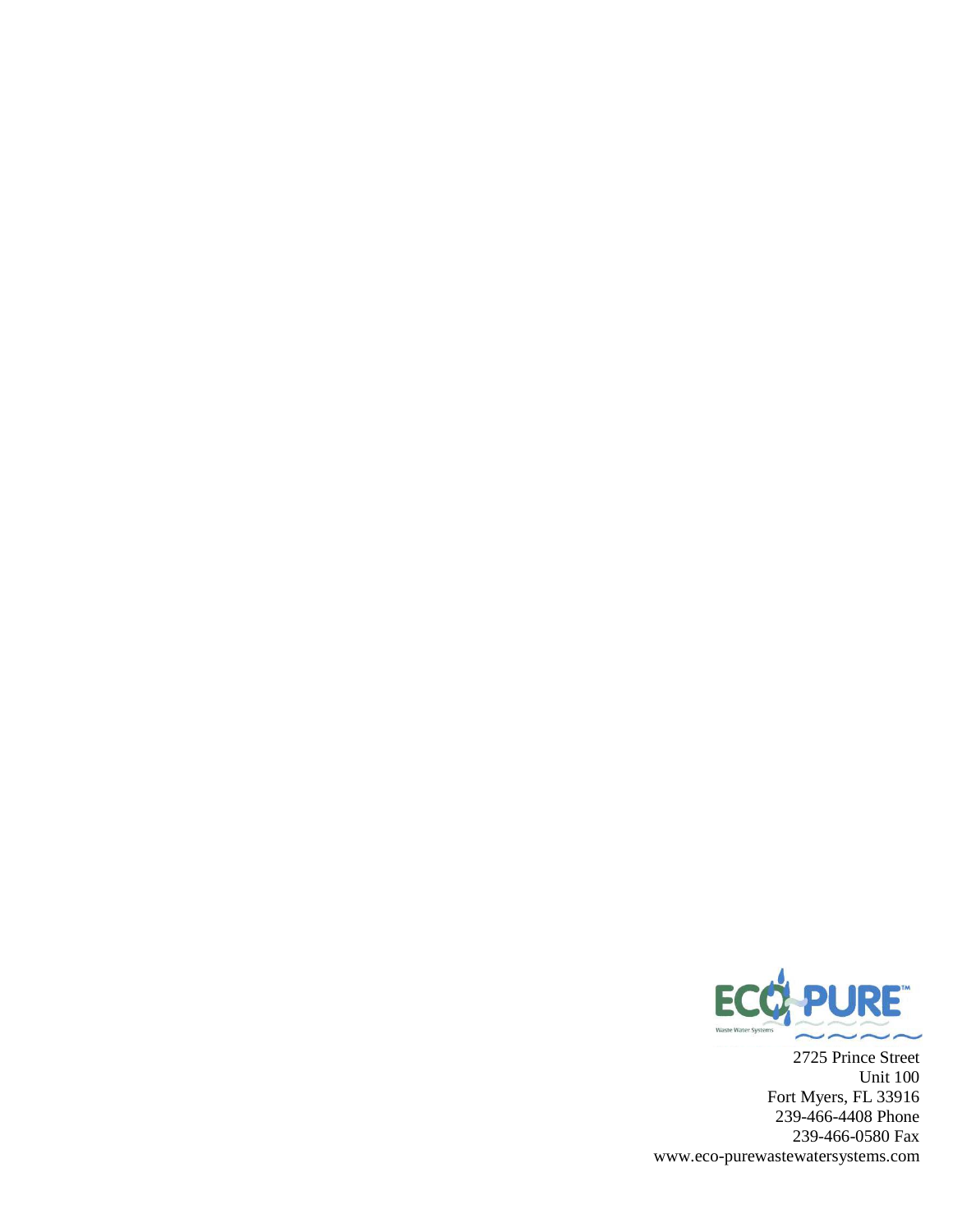ECO-PURE™

Waste Water Systems

2725 Prince Street
Unit 100
Fort Myers, FL 33916
239-466-4408 Phone
239-466-0580 Fax
www.eco-purewastewatersystems.com